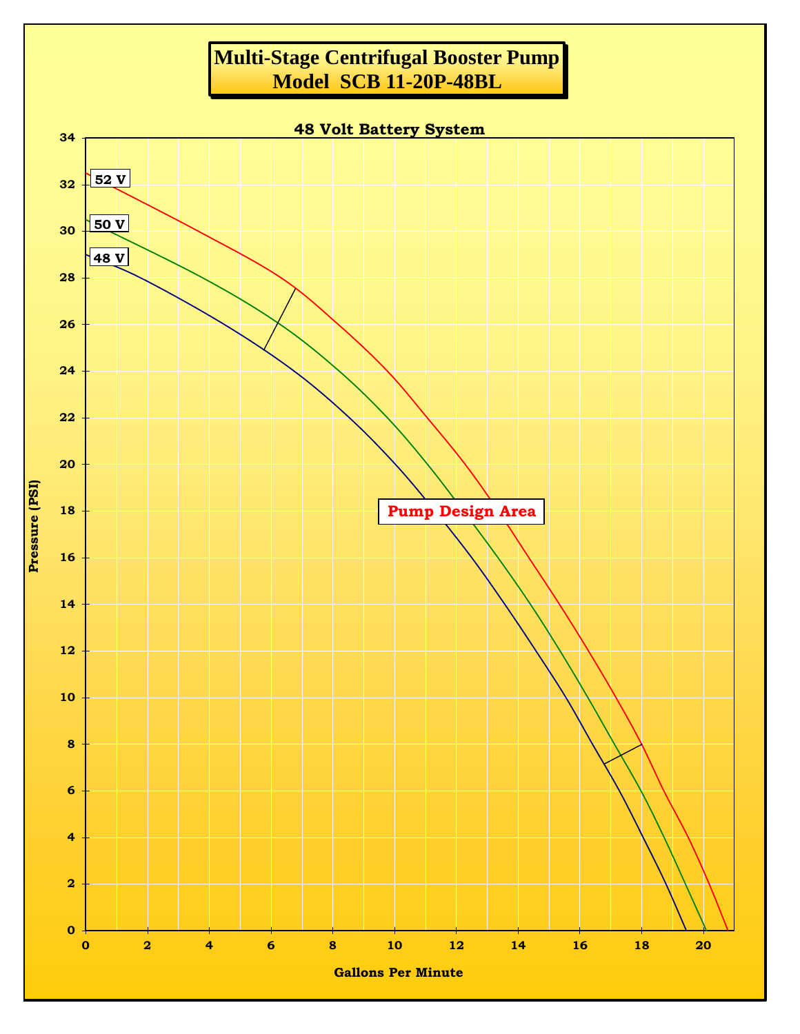# Multi-Stage Centrifugal Booster Pump
## Model SCB 11-20P-48BL

**48 Volt Battery System**

Pressure (PSI): 0, 2, 4, 6, 8, 10, 12, 14, 16, 18, 20, 22, 24, 26, 28, 30, 32, 34

Gallons Per Minute: 0, 2, 4, 6, 8, 10, 12, 14, 16, 18, 20

52 V

50 V

48 V

Pump Design Area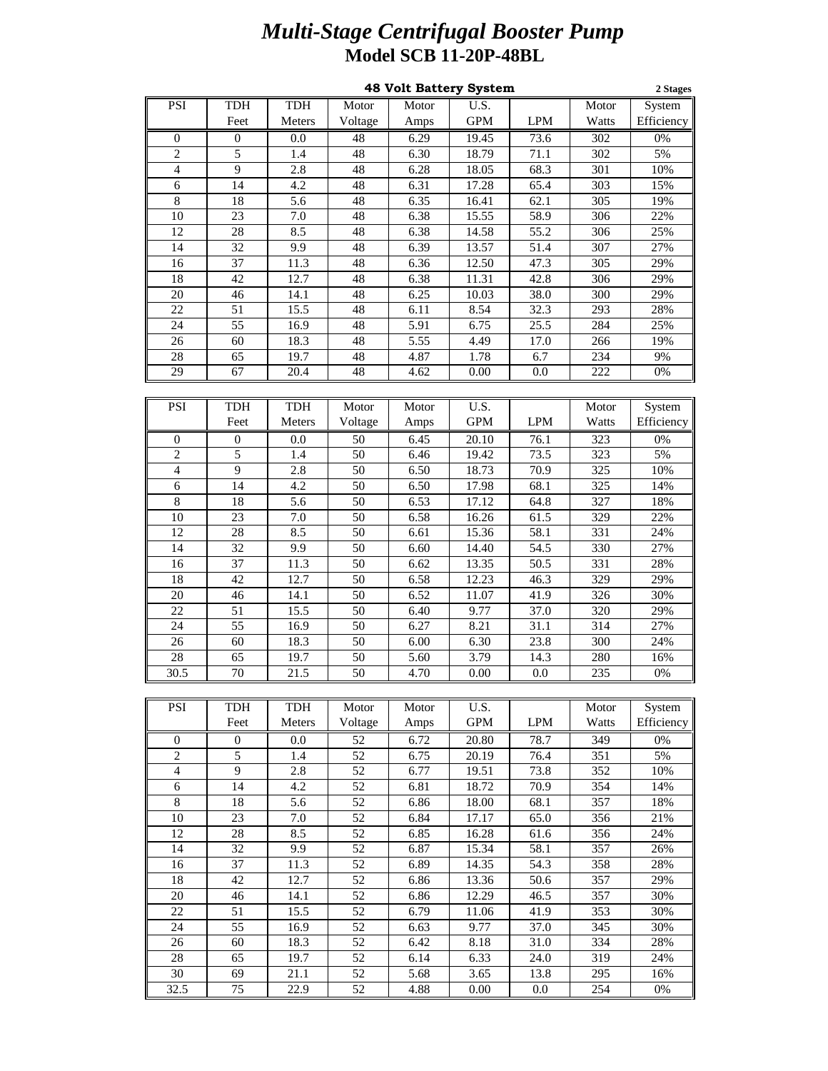# *Multi-Stage Centrifugal Booster Pump*

## Model SCB 11-20P-48BL

**48 Volt Battery System** — **2 Stages**

| PSI | TDH Feet | TDH Meters | Motor Voltage | Motor Amps | U.S. GPM | LPM | Motor Watts | System Efficiency |
|---|---|---|---|---|---|---|---|---|
| 0 | 0 | 0.0 | 48 | 6.29 | 19.45 | 73.6 | 302 | 0% |
| 2 | 5 | 1.4 | 48 | 6.30 | 18.79 | 71.1 | 302 | 5% |
| 4 | 9 | 2.8 | 48 | 6.28 | 18.05 | 68.3 | 301 | 10% |
| 6 | 14 | 4.2 | 48 | 6.31 | 17.28 | 65.4 | 303 | 15% |
| 8 | 18 | 5.6 | 48 | 6.35 | 16.41 | 62.1 | 305 | 19% |
| 10 | 23 | 7.0 | 48 | 6.38 | 15.55 | 58.9 | 306 | 22% |
| 12 | 28 | 8.5 | 48 | 6.38 | 14.58 | 55.2 | 306 | 25% |
| 14 | 32 | 9.9 | 48 | 6.39 | 13.57 | 51.4 | 307 | 27% |
| 16 | 37 | 11.3 | 48 | 6.36 | 12.50 | 47.3 | 305 | 29% |
| 18 | 42 | 12.7 | 48 | 6.38 | 11.31 | 42.8 | 306 | 29% |
| 20 | 46 | 14.1 | 48 | 6.25 | 10.03 | 38.0 | 300 | 29% |
| 22 | 51 | 15.5 | 48 | 6.11 | 8.54 | 32.3 | 293 | 28% |
| 24 | 55 | 16.9 | 48 | 5.91 | 6.75 | 25.5 | 284 | 25% |
| 26 | 60 | 18.3 | 48 | 5.55 | 4.49 | 17.0 | 266 | 19% |
| 28 | 65 | 19.7 | 48 | 4.87 | 1.78 | 6.7 | 234 | 9% |
| 29 | 67 | 20.4 | 48 | 4.62 | 0.00 | 0.0 | 222 | 0% |

| PSI | TDH Feet | TDH Meters | Motor Voltage | Motor Amps | U.S. GPM | LPM | Motor Watts | System Efficiency |
|---|---|---|---|---|---|---|---|---|
| 0 | 0 | 0.0 | 50 | 6.45 | 20.10 | 76.1 | 323 | 0% |
| 2 | 5 | 1.4 | 50 | 6.46 | 19.42 | 73.5 | 323 | 5% |
| 4 | 9 | 2.8 | 50 | 6.50 | 18.73 | 70.9 | 325 | 10% |
| 6 | 14 | 4.2 | 50 | 6.50 | 17.98 | 68.1 | 325 | 14% |
| 8 | 18 | 5.6 | 50 | 6.53 | 17.12 | 64.8 | 327 | 18% |
| 10 | 23 | 7.0 | 50 | 6.58 | 16.26 | 61.5 | 329 | 22% |
| 12 | 28 | 8.5 | 50 | 6.61 | 15.36 | 58.1 | 331 | 24% |
| 14 | 32 | 9.9 | 50 | 6.60 | 14.40 | 54.5 | 330 | 27% |
| 16 | 37 | 11.3 | 50 | 6.62 | 13.35 | 50.5 | 331 | 28% |
| 18 | 42 | 12.7 | 50 | 6.58 | 12.23 | 46.3 | 329 | 29% |
| 20 | 46 | 14.1 | 50 | 6.52 | 11.07 | 41.9 | 326 | 30% |
| 22 | 51 | 15.5 | 50 | 6.40 | 9.77 | 37.0 | 320 | 29% |
| 24 | 55 | 16.9 | 50 | 6.27 | 8.21 | 31.1 | 314 | 27% |
| 26 | 60 | 18.3 | 50 | 6.00 | 6.30 | 23.8 | 300 | 24% |
| 28 | 65 | 19.7 | 50 | 5.60 | 3.79 | 14.3 | 280 | 16% |
| 30.5 | 70 | 21.5 | 50 | 4.70 | 0.00 | 0.0 | 235 | 0% |

| PSI | TDH Feet | TDH Meters | Motor Voltage | Motor Amps | U.S. GPM | LPM | Motor Watts | System Efficiency |
|---|---|---|---|---|---|---|---|---|
| 0 | 0 | 0.0 | 52 | 6.72 | 20.80 | 78.7 | 349 | 0% |
| 2 | 5 | 1.4 | 52 | 6.75 | 20.19 | 76.4 | 351 | 5% |
| 4 | 9 | 2.8 | 52 | 6.77 | 19.51 | 73.8 | 352 | 10% |
| 6 | 14 | 4.2 | 52 | 6.81 | 18.72 | 70.9 | 354 | 14% |
| 8 | 18 | 5.6 | 52 | 6.86 | 18.00 | 68.1 | 357 | 18% |
| 10 | 23 | 7.0 | 52 | 6.84 | 17.17 | 65.0 | 356 | 21% |
| 12 | 28 | 8.5 | 52 | 6.85 | 16.28 | 61.6 | 356 | 24% |
| 14 | 32 | 9.9 | 52 | 6.87 | 15.34 | 58.1 | 357 | 26% |
| 16 | 37 | 11.3 | 52 | 6.89 | 14.35 | 54.3 | 358 | 28% |
| 18 | 42 | 12.7 | 52 | 6.86 | 13.36 | 50.6 | 357 | 29% |
| 20 | 46 | 14.1 | 52 | 6.86 | 12.29 | 46.5 | 357 | 30% |
| 22 | 51 | 15.5 | 52 | 6.79 | 11.06 | 41.9 | 353 | 30% |
| 24 | 55 | 16.9 | 52 | 6.63 | 9.77 | 37.0 | 345 | 30% |
| 26 | 60 | 18.3 | 52 | 6.42 | 8.18 | 31.0 | 334 | 28% |
| 28 | 65 | 19.7 | 52 | 6.14 | 6.33 | 24.0 | 319 | 24% |
| 30 | 69 | 21.1 | 52 | 5.68 | 3.65 | 13.8 | 295 | 16% |
| 32.5 | 75 | 22.9 | 52 | 4.88 | 0.00 | 0.0 | 254 | 0% |